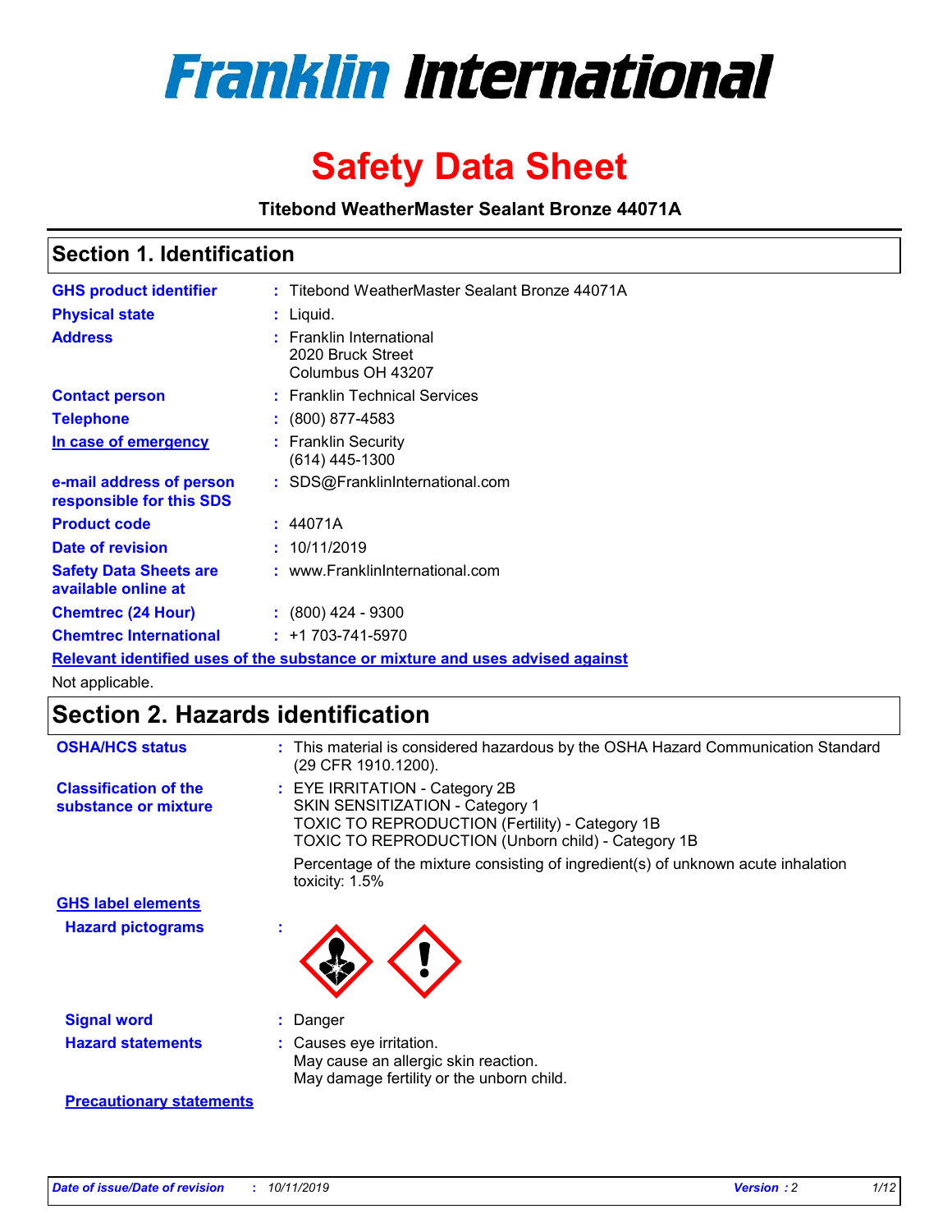# Franklin International

# Safety Data Sheet

**Titebond WeatherMaster Sealant Bronze 44071A**

## Section 1. Identification

| | | |
|---|---|---|
| **GHS product identifier** | : | Titebond WeatherMaster Sealant Bronze 44071A |
| **Physical state** | : | Liquid. |
| **Address** | : | Franklin International<br>2020 Bruck Street<br>Columbus OH 43207 |
| **Contact person** | : | Franklin Technical Services |
| **Telephone** | : | (800) 877-4583 |
| **In case of emergency** | : | Franklin Security<br>(614) 445-1300 |
| **e-mail address of person responsible for this SDS** | : | SDS@FranklinInternational.com |
| **Product code** | : | 44071A |
| **Date of revision** | : | 10/11/2019 |
| **Safety Data Sheets are available online at** | : | www.FranklinInternational.com |
| **Chemtrec (24 Hour)** | : | (800) 424 - 9300 |
| **Chemtrec International** | : | +1 703-741-5970 |

**Relevant identified uses of the substance or mixture and uses advised against**

Not applicable.

## Section 2. Hazards identification

| | | |
|---|---|---|
| **OSHA/HCS status** | : | This material is considered hazardous by the OSHA Hazard Communication Standard (29 CFR 1910.1200). |
| **Classification of the substance or mixture** | : | EYE IRRITATION - Category 2B<br>SKIN SENSITIZATION - Category 1<br>TOXIC TO REPRODUCTION (Fertility) - Category 1B<br>TOXIC TO REPRODUCTION (Unborn child) - Category 1B<br><br>Percentage of the mixture consisting of ingredient(s) of unknown acute inhalation toxicity: 1.5% |

**GHS label elements**

| | | |
|---|---|---|
| **Hazard pictograms** | : | |
| **Signal word** | : | Danger |
| **Hazard statements** | : | Causes eye irritation.<br>May cause an allergic skin reaction.<br>May damage fertility or the unborn child. |

**Precautionary statements**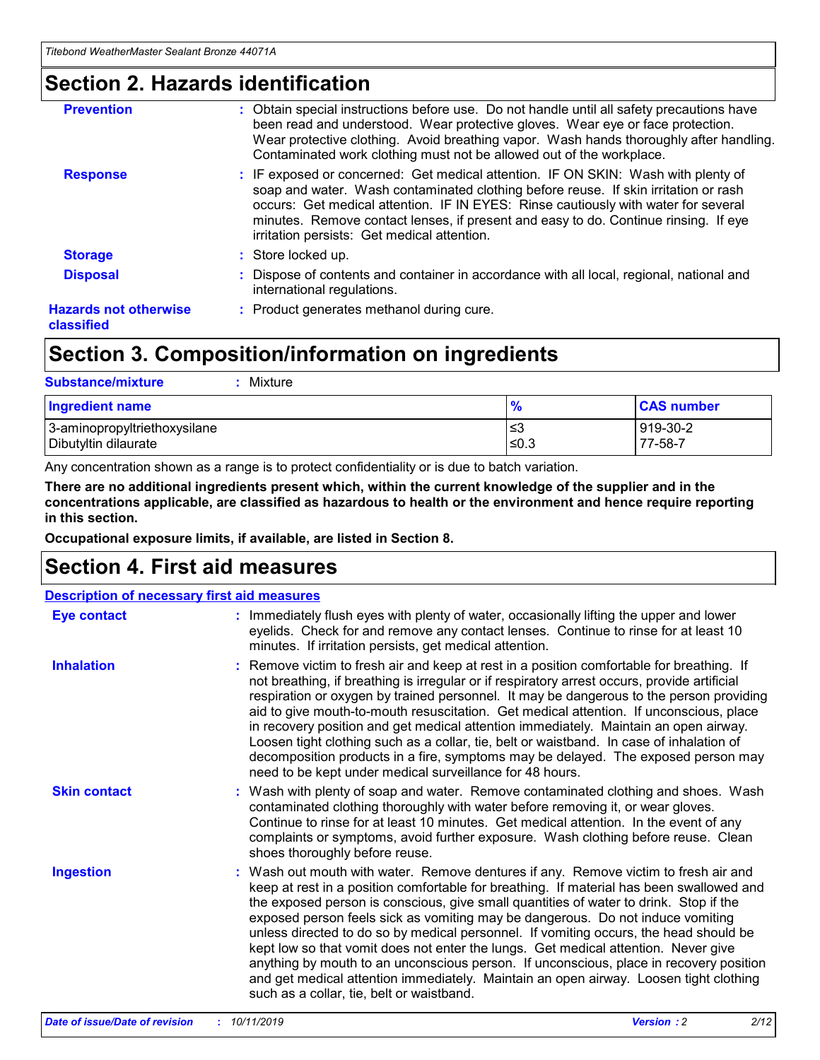# Section 2. Hazards identification

**Prevention** : Obtain special instructions before use. Do not handle until all safety precautions have been read and understood. Wear protective gloves. Wear eye or face protection. Wear protective clothing. Avoid breathing vapor. Wash hands thoroughly after handling. Contaminated work clothing must not be allowed out of the workplace.

**Response** : IF exposed or concerned: Get medical attention. IF ON SKIN: Wash with plenty of soap and water. Wash contaminated clothing before reuse. If skin irritation or rash occurs: Get medical attention. IF IN EYES: Rinse cautiously with water for several minutes. Remove contact lenses, if present and easy to do. Continue rinsing. If eye irritation persists: Get medical attention.

**Storage** : Store locked up.

**Disposal** : Dispose of contents and container in accordance with all local, regional, national and international regulations.

**Hazards not otherwise classified** : Product generates methanol during cure.

# Section 3. Composition/information on ingredients

**Substance/mixture** : Mixture

| Ingredient name | % | CAS number |
|---|---|---|
| 3-aminopropyltriethoxysilane | ≤3 | 919-30-2 |
| Dibutyltin dilaurate | ≤0.3 | 77-58-7 |

Any concentration shown as a range is to protect confidentiality or is due to batch variation.

**There are no additional ingredients present which, within the current knowledge of the supplier and in the concentrations applicable, are classified as hazardous to health or the environment and hence require reporting in this section.**

**Occupational exposure limits, if available, are listed in Section 8.**

# Section 4. First aid measures

## Description of necessary first aid measures

**Eye contact** : Immediately flush eyes with plenty of water, occasionally lifting the upper and lower eyelids. Check for and remove any contact lenses. Continue to rinse for at least 10 minutes. If irritation persists, get medical attention.

**Inhalation** : Remove victim to fresh air and keep at rest in a position comfortable for breathing. If not breathing, if breathing is irregular or if respiratory arrest occurs, provide artificial respiration or oxygen by trained personnel. It may be dangerous to the person providing aid to give mouth-to-mouth resuscitation. Get medical attention. If unconscious, place in recovery position and get medical attention immediately. Maintain an open airway. Loosen tight clothing such as a collar, tie, belt or waistband. In case of inhalation of decomposition products in a fire, symptoms may be delayed. The exposed person may need to be kept under medical surveillance for 48 hours.

**Skin contact** : Wash with plenty of soap and water. Remove contaminated clothing and shoes. Wash contaminated clothing thoroughly with water before removing it, or wear gloves. Continue to rinse for at least 10 minutes. Get medical attention. In the event of any complaints or symptoms, avoid further exposure. Wash clothing before reuse. Clean shoes thoroughly before reuse.

**Ingestion** : Wash out mouth with water. Remove dentures if any. Remove victim to fresh air and keep at rest in a position comfortable for breathing. If material has been swallowed and the exposed person is conscious, give small quantities of water to drink. Stop if the exposed person feels sick as vomiting may be dangerous. Do not induce vomiting unless directed to do so by medical personnel. If vomiting occurs, the head should be kept low so that vomit does not enter the lungs. Get medical attention. Never give anything by mouth to an unconscious person. If unconscious, place in recovery position and get medical attention immediately. Maintain an open airway. Loosen tight clothing such as a collar, tie, belt or waistband.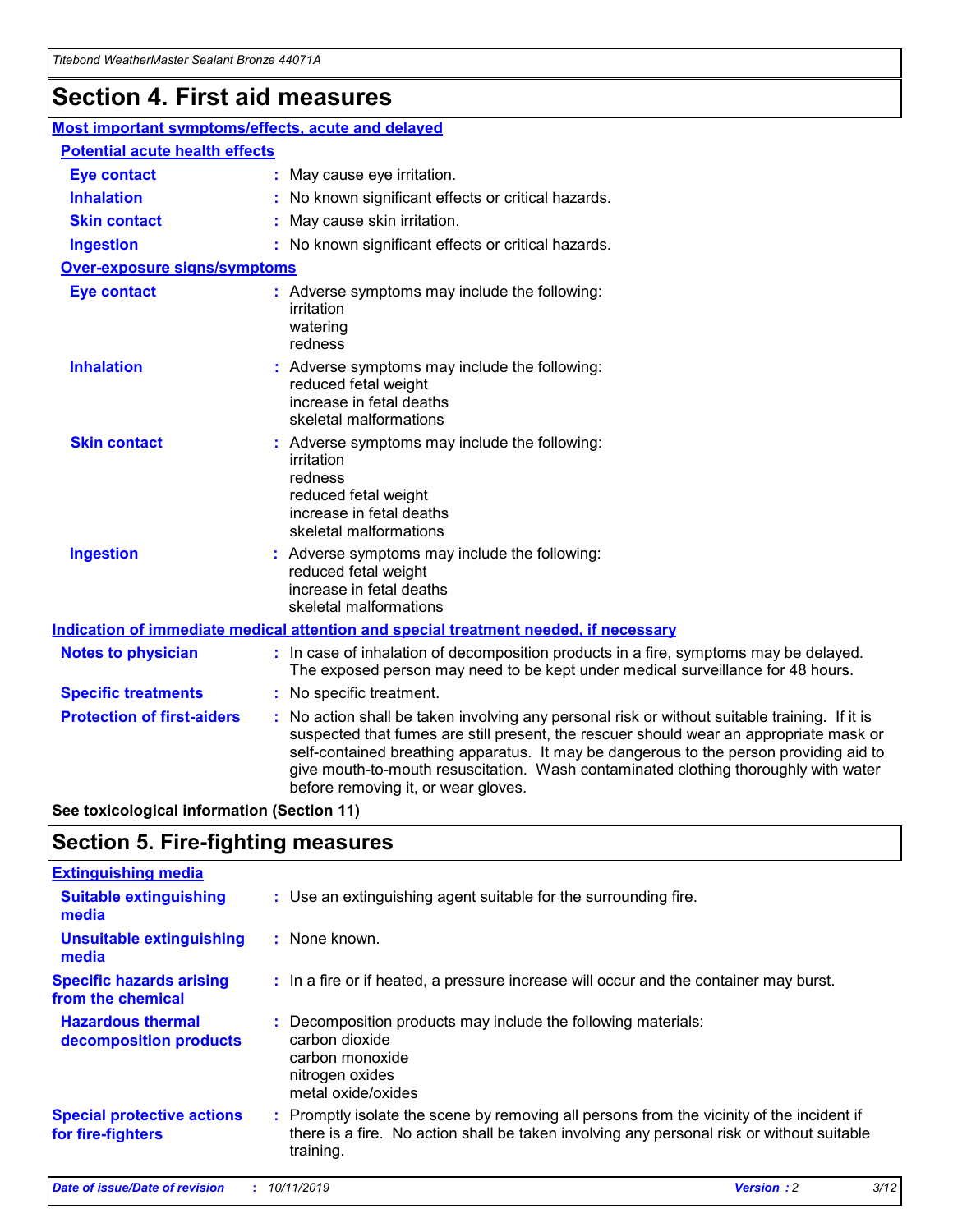# Section 4. First aid measures

## Most important symptoms/effects, acute and delayed

### Potential acute health effects

| | |
|---|---|
| **Eye contact** | : May cause eye irritation. |
| **Inhalation** | : No known significant effects or critical hazards. |
| **Skin contact** | : May cause skin irritation. |
| **Ingestion** | : No known significant effects or critical hazards. |

### Over-exposure signs/symptoms

| | |
|---|---|
| **Eye contact** | : Adverse symptoms may include the following: irritation watering redness |
| **Inhalation** | : Adverse symptoms may include the following: reduced fetal weight increase in fetal deaths skeletal malformations |
| **Skin contact** | : Adverse symptoms may include the following: irritation redness reduced fetal weight increase in fetal deaths skeletal malformations |
| **Ingestion** | : Adverse symptoms may include the following: reduced fetal weight increase in fetal deaths skeletal malformations |

## Indication of immediate medical attention and special treatment needed, if necessary

| | |
|---|---|
| **Notes to physician** | : In case of inhalation of decomposition products in a fire, symptoms may be delayed. The exposed person may need to be kept under medical surveillance for 48 hours. |
| **Specific treatments** | : No specific treatment. |
| **Protection of first-aiders** | : No action shall be taken involving any personal risk or without suitable training. If it is suspected that fumes are still present, the rescuer should wear an appropriate mask or self-contained breathing apparatus. It may be dangerous to the person providing aid to give mouth-to-mouth resuscitation. Wash contaminated clothing thoroughly with water before removing it, or wear gloves. |

**See toxicological information (Section 11)**

# Section 5. Fire-fighting measures

## Extinguishing media

| | |
|---|---|
| **Suitable extinguishing media** | : Use an extinguishing agent suitable for the surrounding fire. |
| **Unsuitable extinguishing media** | : None known. |
| **Specific hazards arising from the chemical** | : In a fire or if heated, a pressure increase will occur and the container may burst. |
| **Hazardous thermal decomposition products** | : Decomposition products may include the following materials: carbon dioxide carbon monoxide nitrogen oxides metal oxide/oxides |
| **Special protective actions for fire-fighters** | : Promptly isolate the scene by removing all persons from the vicinity of the incident if there is a fire. No action shall be taken involving any personal risk or without suitable training. |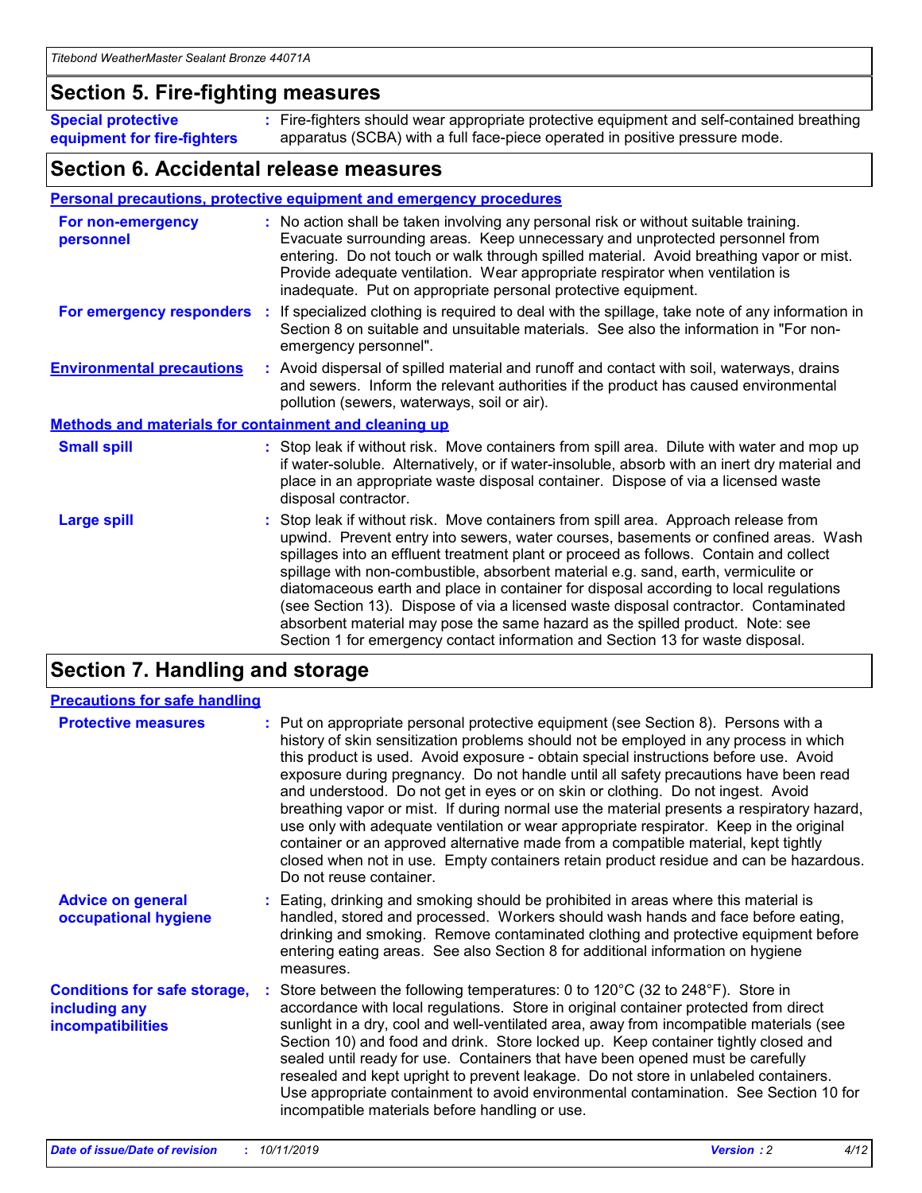## Section 5. Fire-fighting measures

**Special protective equipment for fire-fighters** : Fire-fighters should wear appropriate protective equipment and self-contained breathing apparatus (SCBA) with a full face-piece operated in positive pressure mode.

## Section 6. Accidental release measures

### Personal precautions, protective equipment and emergency procedures

**For non-emergency personnel** : No action shall be taken involving any personal risk or without suitable training. Evacuate surrounding areas. Keep unnecessary and unprotected personnel from entering. Do not touch or walk through spilled material. Avoid breathing vapor or mist. Provide adequate ventilation. Wear appropriate respirator when ventilation is inadequate. Put on appropriate personal protective equipment.

**For emergency responders** : If specialized clothing is required to deal with the spillage, take note of any information in Section 8 on suitable and unsuitable materials. See also the information in "For non-emergency personnel".

**Environmental precautions** : Avoid dispersal of spilled material and runoff and contact with soil, waterways, drains and sewers. Inform the relevant authorities if the product has caused environmental pollution (sewers, waterways, soil or air).

### Methods and materials for containment and cleaning up

**Small spill** : Stop leak if without risk. Move containers from spill area. Dilute with water and mop up if water-soluble. Alternatively, or if water-insoluble, absorb with an inert dry material and place in an appropriate waste disposal container. Dispose of via a licensed waste disposal contractor.

**Large spill** : Stop leak if without risk. Move containers from spill area. Approach release from upwind. Prevent entry into sewers, water courses, basements or confined areas. Wash spillages into an effluent treatment plant or proceed as follows. Contain and collect spillage with non-combustible, absorbent material e.g. sand, earth, vermiculite or diatomaceous earth and place in container for disposal according to local regulations (see Section 13). Dispose of via a licensed waste disposal contractor. Contaminated absorbent material may pose the same hazard as the spilled product. Note: see Section 1 for emergency contact information and Section 13 for waste disposal.

## Section 7. Handling and storage

### Precautions for safe handling

**Protective measures** : Put on appropriate personal protective equipment (see Section 8). Persons with a history of skin sensitization problems should not be employed in any process in which this product is used. Avoid exposure - obtain special instructions before use. Avoid exposure during pregnancy. Do not handle until all safety precautions have been read and understood. Do not get in eyes or on skin or clothing. Do not ingest. Avoid breathing vapor or mist. If during normal use the material presents a respiratory hazard, use only with adequate ventilation or wear appropriate respirator. Keep in the original container or an approved alternative made from a compatible material, kept tightly closed when not in use. Empty containers retain product residue and can be hazardous. Do not reuse container.

**Advice on general occupational hygiene** : Eating, drinking and smoking should be prohibited in areas where this material is handled, stored and processed. Workers should wash hands and face before eating, drinking and smoking. Remove contaminated clothing and protective equipment before entering eating areas. See also Section 8 for additional information on hygiene measures.

**Conditions for safe storage, including any incompatibilities** : Store between the following temperatures: 0 to 120°C (32 to 248°F). Store in accordance with local regulations. Store in original container protected from direct sunlight in a dry, cool and well-ventilated area, away from incompatible materials (see Section 10) and food and drink. Store locked up. Keep container tightly closed and sealed until ready for use. Containers that have been opened must be carefully resealed and kept upright to prevent leakage. Do not store in unlabeled containers. Use appropriate containment to avoid environmental contamination. See Section 10 for incompatible materials before handling or use.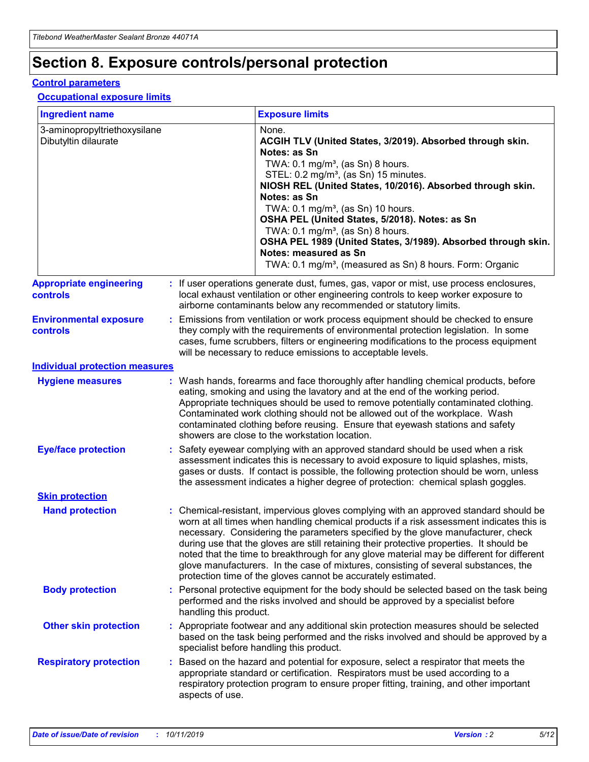# Section 8. Exposure controls/personal protection

## Control parameters

### Occupational exposure limits

| Ingredient name | Exposure limits |
| --- | --- |
| 3-aminopropyltriethoxysilane<br>Dibutyltin dilaurate | None.<br>**ACGIH TLV (United States, 3/2019). Absorbed through skin. Notes: as Sn**<br>TWA: 0.1 mg/m³, (as Sn) 8 hours.<br>STEL: 0.2 mg/m³, (as Sn) 15 minutes.<br>**NIOSH REL (United States, 10/2016). Absorbed through skin. Notes: as Sn**<br>TWA: 0.1 mg/m³, (as Sn) 10 hours.<br>**OSHA PEL (United States, 5/2018). Notes: as Sn**<br>TWA: 0.1 mg/m³, (as Sn) 8 hours.<br>**OSHA PEL 1989 (United States, 3/1989). Absorbed through skin. Notes: measured as Sn**<br>TWA: 0.1 mg/m³, (measured as Sn) 8 hours. Form: Organic |

**Appropriate engineering controls** : If user operations generate dust, fumes, gas, vapor or mist, use process enclosures, local exhaust ventilation or other engineering controls to keep worker exposure to airborne contaminants below any recommended or statutory limits.

**Environmental exposure controls** : Emissions from ventilation or work process equipment should be checked to ensure they comply with the requirements of environmental protection legislation. In some cases, fume scrubbers, filters or engineering modifications to the process equipment will be necessary to reduce emissions to acceptable levels.

## Individual protection measures

**Hygiene measures** : Wash hands, forearms and face thoroughly after handling chemical products, before eating, smoking and using the lavatory and at the end of the working period. Appropriate techniques should be used to remove potentially contaminated clothing. Contaminated work clothing should not be allowed out of the workplace. Wash contaminated clothing before reusing. Ensure that eyewash stations and safety showers are close to the workstation location.

**Eye/face protection** : Safety eyewear complying with an approved standard should be used when a risk assessment indicates this is necessary to avoid exposure to liquid splashes, mists, gases or dusts. If contact is possible, the following protection should be worn, unless the assessment indicates a higher degree of protection: chemical splash goggles.

### Skin protection

**Hand protection** : Chemical-resistant, impervious gloves complying with an approved standard should be worn at all times when handling chemical products if a risk assessment indicates this is necessary. Considering the parameters specified by the glove manufacturer, check during use that the gloves are still retaining their protective properties. It should be noted that the time to breakthrough for any glove material may be different for different glove manufacturers. In the case of mixtures, consisting of several substances, the protection time of the gloves cannot be accurately estimated.

**Body protection** : Personal protective equipment for the body should be selected based on the task being performed and the risks involved and should be approved by a specialist before handling this product.

**Other skin protection** : Appropriate footwear and any additional skin protection measures should be selected based on the task being performed and the risks involved and should be approved by a specialist before handling this product.

**Respiratory protection** : Based on the hazard and potential for exposure, select a respirator that meets the appropriate standard or certification. Respirators must be used according to a respiratory protection program to ensure proper fitting, training, and other important aspects of use.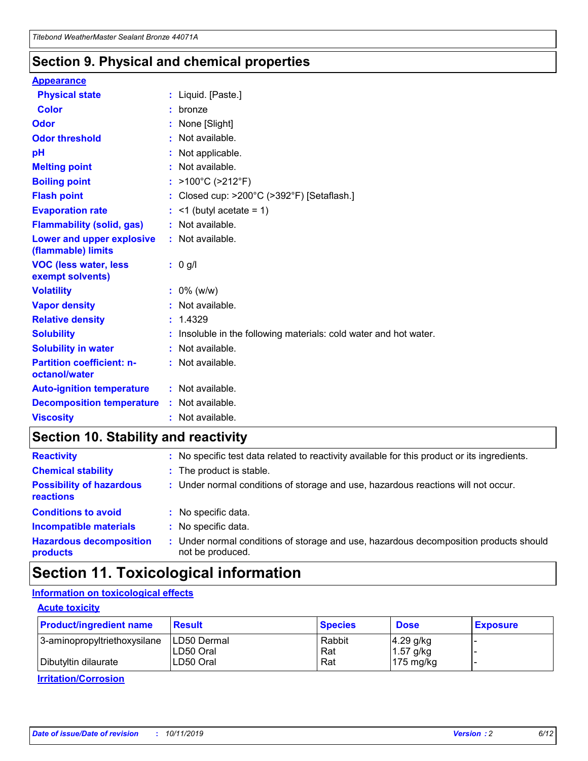## Section 9. Physical and chemical properties

**Appearance**

| | | |
|---|---|---|
| **Physical state** | : | Liquid. [Paste.] |
| **Color** | : | bronze |
| **Odor** | : | None [Slight] |
| **Odor threshold** | : | Not available. |
| **pH** | : | Not applicable. |
| **Melting point** | : | Not available. |
| **Boiling point** | : | >100°C (>212°F) |
| **Flash point** | : | Closed cup: >200°C (>392°F) [Setaflash.] |
| **Evaporation rate** | : | <1 (butyl acetate = 1) |
| **Flammability (solid, gas)** | : | Not available. |
| **Lower and upper explosive (flammable) limits** | : | Not available. |
| **VOC (less water, less exempt solvents)** | : | 0 g/l |
| **Volatility** | : | 0% (w/w) |
| **Vapor density** | : | Not available. |
| **Relative density** | : | 1.4329 |
| **Solubility** | : | Insoluble in the following materials: cold water and hot water. |
| **Solubility in water** | : | Not available. |
| **Partition coefficient: n-octanol/water** | : | Not available. |
| **Auto-ignition temperature** | : | Not available. |
| **Decomposition temperature** | : | Not available. |
| **Viscosity** | : | Not available. |

## Section 10. Stability and reactivity

| | | |
|---|---|---|
| **Reactivity** | : | No specific test data related to reactivity available for this product or its ingredients. |
| **Chemical stability** | : | The product is stable. |
| **Possibility of hazardous reactions** | : | Under normal conditions of storage and use, hazardous reactions will not occur. |
| **Conditions to avoid** | : | No specific data. |
| **Incompatible materials** | : | No specific data. |
| **Hazardous decomposition products** | : | Under normal conditions of storage and use, hazardous decomposition products should not be produced. |

## Section 11. Toxicological information

**Information on toxicological effects**

**Acute toxicity**

| Product/ingredient name | Result | Species | Dose | Exposure |
|---|---|---|---|---|
| 3-aminopropyltriethoxysilane | LD50 Dermal | Rabbit | 4.29 g/kg | - |
| | LD50 Oral | Rat | 1.57 g/kg | - |
| Dibutyltin dilaurate | LD50 Oral | Rat | 175 mg/kg | - |

**Irritation/Corrosion**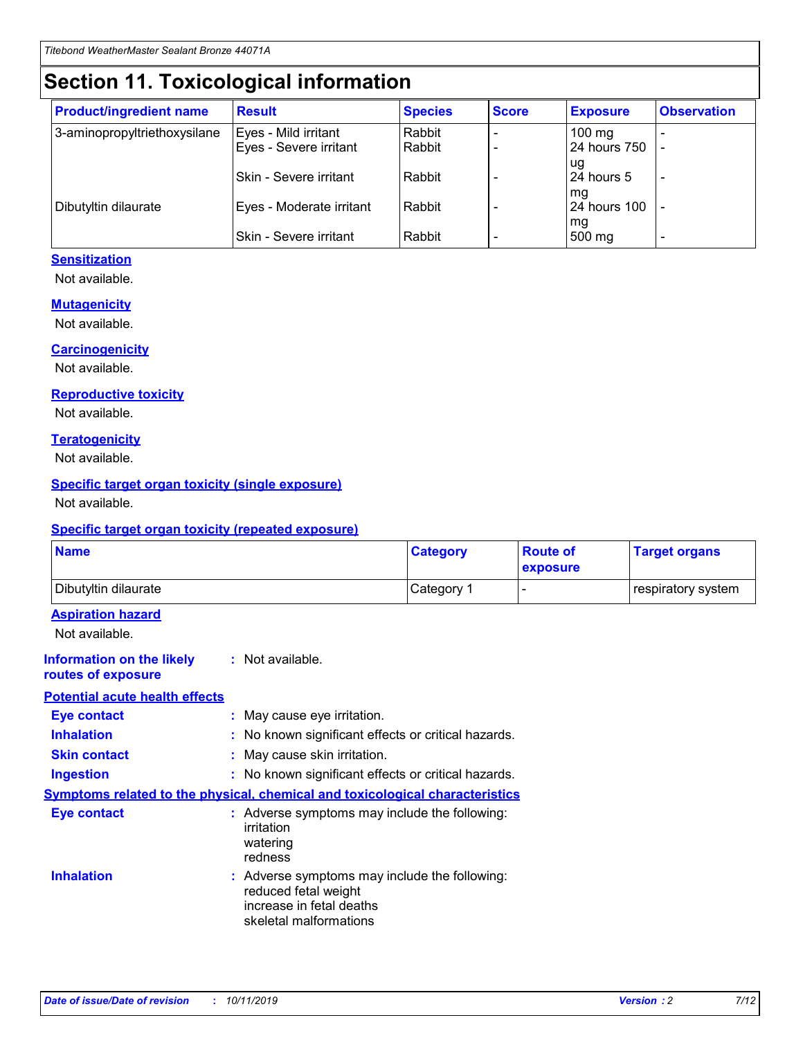# Section 11. Toxicological information

| Product/ingredient name | Result | Species | Score | Exposure | Observation |
|---|---|---|---|---|---|
| 3-aminopropyltriethoxysilane | Eyes - Mild irritant | Rabbit | - | 100 mg | - |
| | Eyes - Severe irritant | Rabbit | - | 24 hours 750 ug | - |
| | Skin - Severe irritant | Rabbit | - | 24 hours 5 mg | - |
| Dibutyltin dilaurate | Eyes - Moderate irritant | Rabbit | - | 24 hours 100 mg | - |
| | Skin - Severe irritant | Rabbit | - | 500 mg | - |

**Sensitization**

Not available.

**Mutagenicity**

Not available.

**Carcinogenicity**

Not available.

**Reproductive toxicity**

Not available.

**Teratogenicity**

Not available.

**Specific target organ toxicity (single exposure)**

Not available.

**Specific target organ toxicity (repeated exposure)**

| Name | Category | Route of exposure | Target organs |
|---|---|---|---|
| Dibutyltin dilaurate | Category 1 | - | respiratory system |

**Aspiration hazard**

Not available.

**Information on the likely routes of exposure** : Not available.

**Potential acute health effects**

**Eye contact** : May cause eye irritation.

**Inhalation** : No known significant effects or critical hazards.

**Skin contact** : May cause skin irritation.

**Ingestion** : No known significant effects or critical hazards.

**Symptoms related to the physical, chemical and toxicological characteristics**

**Eye contact** : Adverse symptoms may include the following:
irritation
watering
redness

**Inhalation** : Adverse symptoms may include the following:
reduced fetal weight
increase in fetal deaths
skeletal malformations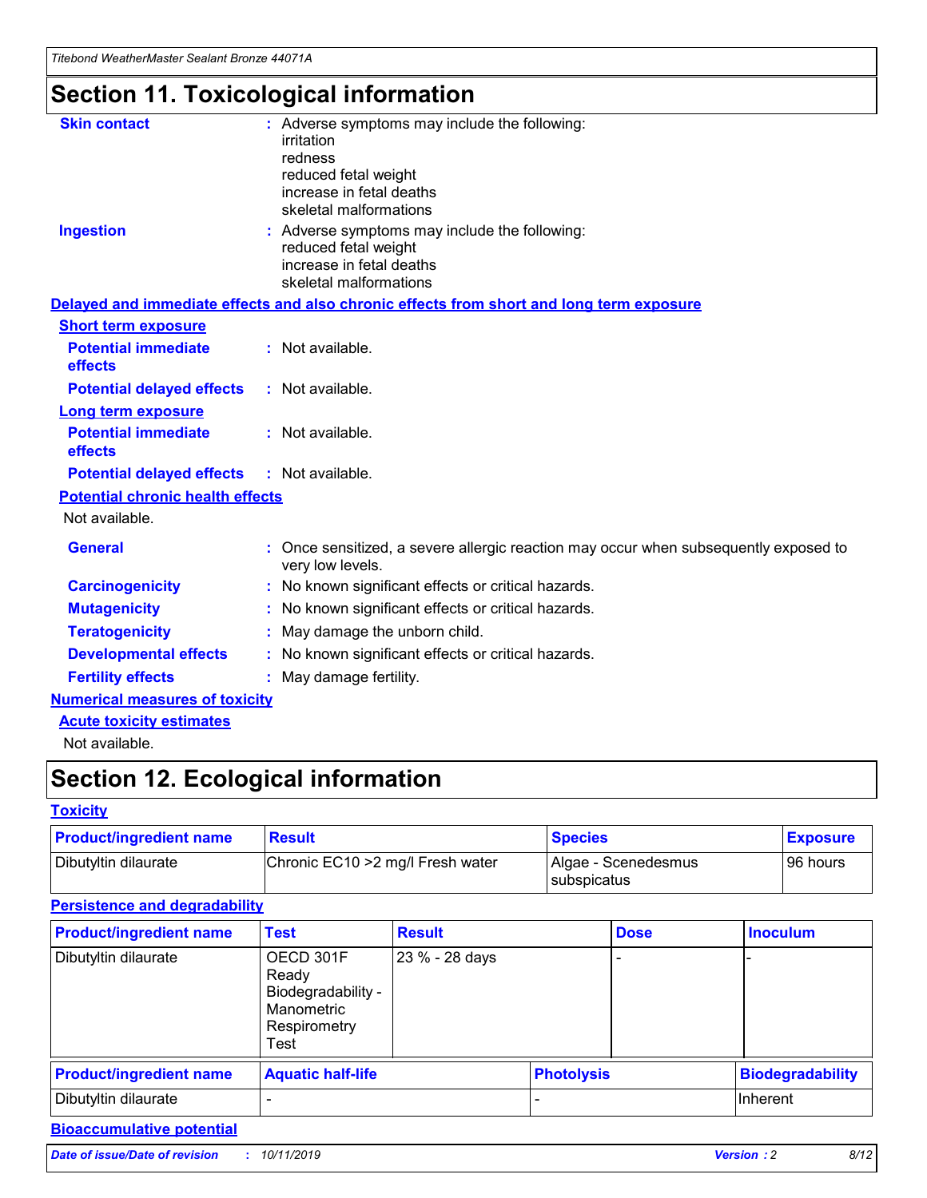# Section 11. Toxicological information

**Skin contact** : Adverse symptoms may include the following:
irritation
redness
reduced fetal weight
increase in fetal deaths
skeletal malformations

**Ingestion** : Adverse symptoms may include the following:
reduced fetal weight
increase in fetal deaths
skeletal malformations

## Delayed and immediate effects and also chronic effects from short and long term exposure

### Short term exposure

**Potential immediate effects** : Not available.

**Potential delayed effects** : Not available.

### Long term exposure

**Potential immediate effects** : Not available.

**Potential delayed effects** : Not available.

### Potential chronic health effects

Not available.

**General** : Once sensitized, a severe allergic reaction may occur when subsequently exposed to very low levels.

**Carcinogenicity** : No known significant effects or critical hazards.

**Mutagenicity** : No known significant effects or critical hazards.

**Teratogenicity** : May damage the unborn child.

**Developmental effects** : No known significant effects or critical hazards.

**Fertility effects** : May damage fertility.

## Numerical measures of toxicity

### Acute toxicity estimates

Not available.

# Section 12. Ecological information

## Toxicity

| Product/ingredient name | Result | Species | Exposure |
|---|---|---|---|
| Dibutyltin dilaurate | Chronic EC10 >2 mg/l Fresh water | Algae - Scenedesmus subspicatus | 96 hours |

## Persistence and degradability

| Product/ingredient name | Test | Result | Dose | Inoculum |
|---|---|---|---|---|
| Dibutyltin dilaurate | OECD 301F Ready Biodegradability - Manometric Respirometry Test | 23 % - 28 days | - | - |

| Product/ingredient name | Aquatic half-life | Photolysis | Biodegradability |
|---|---|---|---|
| Dibutyltin dilaurate | - | - | Inherent |

## Bioaccumulative potential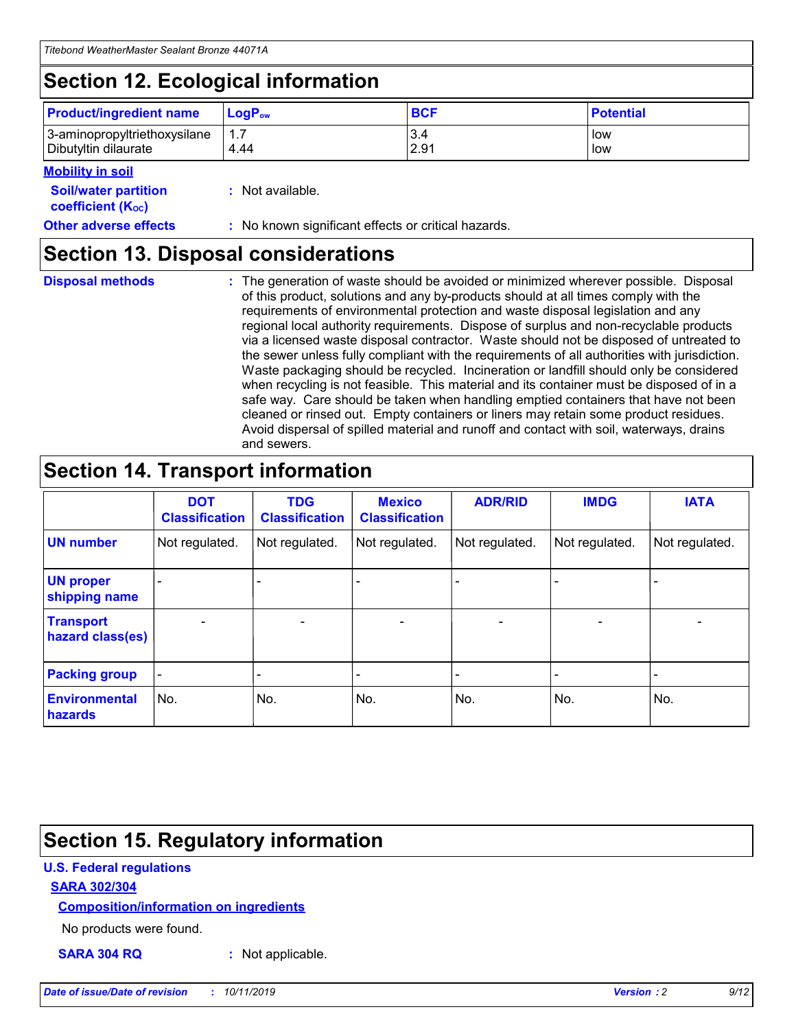## Section 12. Ecological information

| Product/ingredient name | $LogP_{ow}$ | BCF | Potential |
|---|---|---|---|
| 3-aminopropyltriethoxysilane | 1.7 | 3.4 | low |
| Dibutyltin dilaurate | 4.44 | 2.91 | low |

**Mobility in soil**

**Soil/water partition coefficient ($K_{OC}$)** : Not available.

**Other adverse effects** : No known significant effects or critical hazards.

## Section 13. Disposal considerations

**Disposal methods** : The generation of waste should be avoided or minimized wherever possible. Disposal of this product, solutions and any by-products should at all times comply with the requirements of environmental protection and waste disposal legislation and any regional local authority requirements. Dispose of surplus and non-recyclable products via a licensed waste disposal contractor. Waste should not be disposed of untreated to the sewer unless fully compliant with the requirements of all authorities with jurisdiction. Waste packaging should be recycled. Incineration or landfill should only be considered when recycling is not feasible. This material and its container must be disposed of in a safe way. Care should be taken when handling emptied containers that have not been cleaned or rinsed out. Empty containers or liners may retain some product residues. Avoid dispersal of spilled material and runoff and contact with soil, waterways, drains and sewers.

## Section 14. Transport information

| | DOT Classification | TDG Classification | Mexico Classification | ADR/RID | IMDG | IATA |
|---|---|---|---|---|---|---|
| UN number | Not regulated. | Not regulated. | Not regulated. | Not regulated. | Not regulated. | Not regulated. |
| UN proper shipping name | - | - | - | - | - | - |
| Transport hazard class(es) | - | - | - | - | - | - |
| Packing group | - | - | - | - | - | - |
| Environmental hazards | No. | No. | No. | No. | No. | No. |

## Section 15. Regulatory information

**U.S. Federal regulations**

**SARA 302/304**

**Composition/information on ingredients**

No products were found.

**SARA 304 RQ** : Not applicable.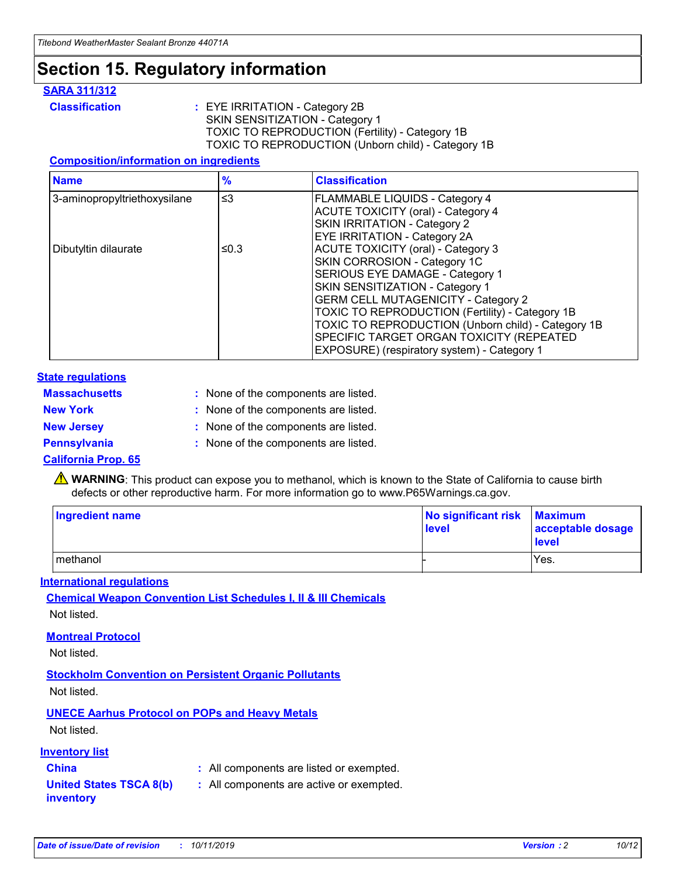# Section 15. Regulatory information

## SARA 311/312

**Classification** : EYE IRRITATION - Category 2B
SKIN SENSITIZATION - Category 1
TOXIC TO REPRODUCTION (Fertility) - Category 1B
TOXIC TO REPRODUCTION (Unborn child) - Category 1B

### Composition/information on ingredients

| Name | % | Classification |
|---|---|---|
| 3-aminopropyltriethoxysilane | ≤3 | FLAMMABLE LIQUIDS - Category 4<br>ACUTE TOXICITY (oral) - Category 4<br>SKIN IRRITATION - Category 2<br>EYE IRRITATION - Category 2A |
| Dibutyltin dilaurate | ≤0.3 | ACUTE TOXICITY (oral) - Category 3<br>SKIN CORROSION - Category 1C<br>SERIOUS EYE DAMAGE - Category 1<br>SKIN SENSITIZATION - Category 1<br>GERM CELL MUTAGENICITY - Category 2<br>TOXIC TO REPRODUCTION (Fertility) - Category 1B<br>TOXIC TO REPRODUCTION (Unborn child) - Category 1B<br>SPECIFIC TARGET ORGAN TOXICITY (REPEATED EXPOSURE) (respiratory system) - Category 1 |

## State regulations

**Massachusetts** : None of the components are listed.

**New York** : None of the components are listed.

**New Jersey** : None of the components are listed.

**Pennsylvania** : None of the components are listed.

## California Prop. 65

⚠ **WARNING**: This product can expose you to methanol, which is known to the State of California to cause birth defects or other reproductive harm. For more information go to www.P65Warnings.ca.gov.

| Ingredient name | No significant risk level | Maximum acceptable dosage level |
|---|---|---|
| methanol | - | Yes. |

## International regulations

### Chemical Weapon Convention List Schedules I, II & III Chemicals

Not listed.

### Montreal Protocol

Not listed.

### Stockholm Convention on Persistent Organic Pollutants

Not listed.

### UNECE Aarhus Protocol on POPs and Heavy Metals

Not listed.

## Inventory list

**China** : All components are listed or exempted.

**United States TSCA 8(b) inventory** : All components are active or exempted.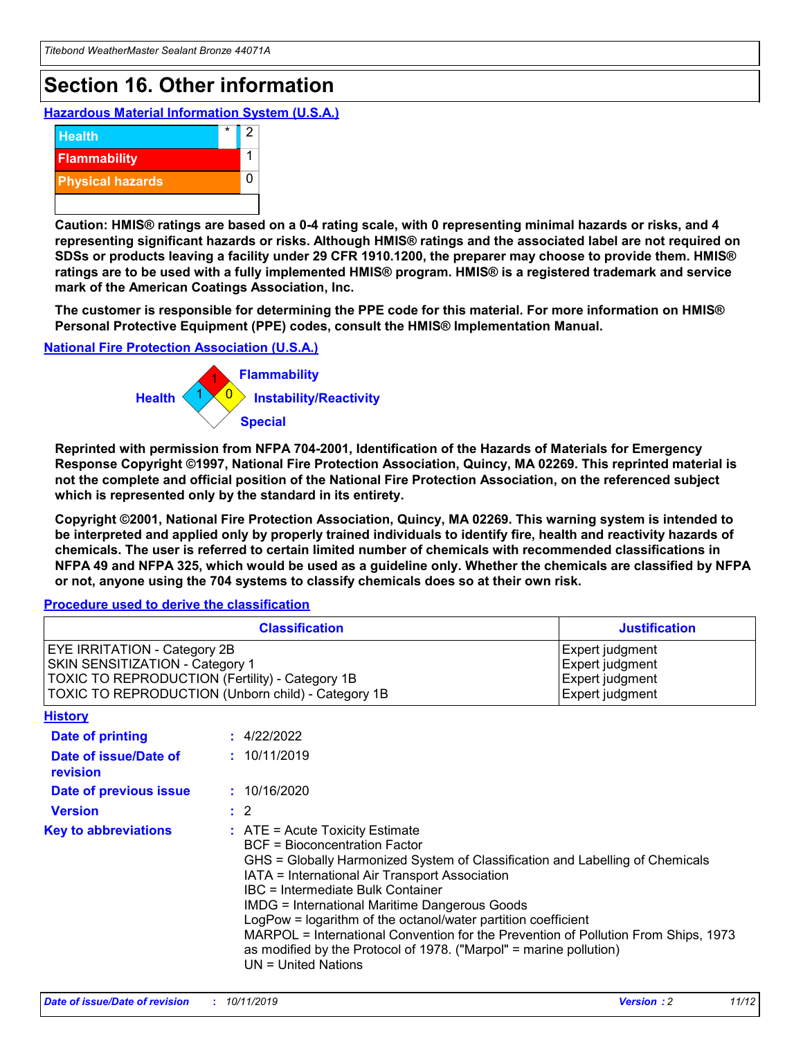# Section 16. Other information

## Hazardous Material Information System (U.S.A.)

| | | |
|---|---|---|
| Health | * | 2 |
| Flammability | | 1 |
| Physical hazards | | 0 |
| | | |

**Caution: HMIS® ratings are based on a 0-4 rating scale, with 0 representing minimal hazards or risks, and 4 representing significant hazards or risks. Although HMIS® ratings and the associated label are not required on SDSs or products leaving a facility under 29 CFR 1910.1200, the preparer may choose to provide them. HMIS® ratings are to be used with a fully implemented HMIS® program. HMIS® is a registered trademark and service mark of the American Coatings Association, Inc.**

**The customer is responsible for determining the PPE code for this material. For more information on HMIS® Personal Protective Equipment (PPE) codes, consult the HMIS® Implementation Manual.**

## National Fire Protection Association (U.S.A.)

Flammability: 1
Health: 1
Instability/Reactivity: 0
Special:

**Reprinted with permission from NFPA 704-2001, Identification of the Hazards of Materials for Emergency Response Copyright ©1997, National Fire Protection Association, Quincy, MA 02269. This reprinted material is not the complete and official position of the National Fire Protection Association, on the referenced subject which is represented only by the standard in its entirety.**

**Copyright ©2001, National Fire Protection Association, Quincy, MA 02269. This warning system is intended to be interpreted and applied only by properly trained individuals to identify fire, health and reactivity hazards of chemicals. The user is referred to certain limited number of chemicals with recommended classifications in NFPA 49 and NFPA 325, which would be used as a guideline only. Whether the chemicals are classified by NFPA or not, anyone using the 704 systems to classify chemicals does so at their own risk.**

## Procedure used to derive the classification

| Classification | Justification |
|---|---|
| EYE IRRITATION - Category 2B | Expert judgment |
| SKIN SENSITIZATION - Category 1 | Expert judgment |
| TOXIC TO REPRODUCTION (Fertility) - Category 1B | Expert judgment |
| TOXIC TO REPRODUCTION (Unborn child) - Category 1B | Expert judgment |

## History

**Date of printing** : 4/22/2022

**Date of issue/Date of revision** : 10/11/2019

**Date of previous issue** : 10/16/2020

**Version** : 2

**Key to abbreviations** :
- ATE = Acute Toxicity Estimate
- BCF = Bioconcentration Factor
- GHS = Globally Harmonized System of Classification and Labelling of Chemicals
- IATA = International Air Transport Association
- IBC = Intermediate Bulk Container
- IMDG = International Maritime Dangerous Goods
- LogPow = logarithm of the octanol/water partition coefficient
- MARPOL = International Convention for the Prevention of Pollution From Ships, 1973 as modified by the Protocol of 1978. ("Marpol" = marine pollution)
- UN = United Nations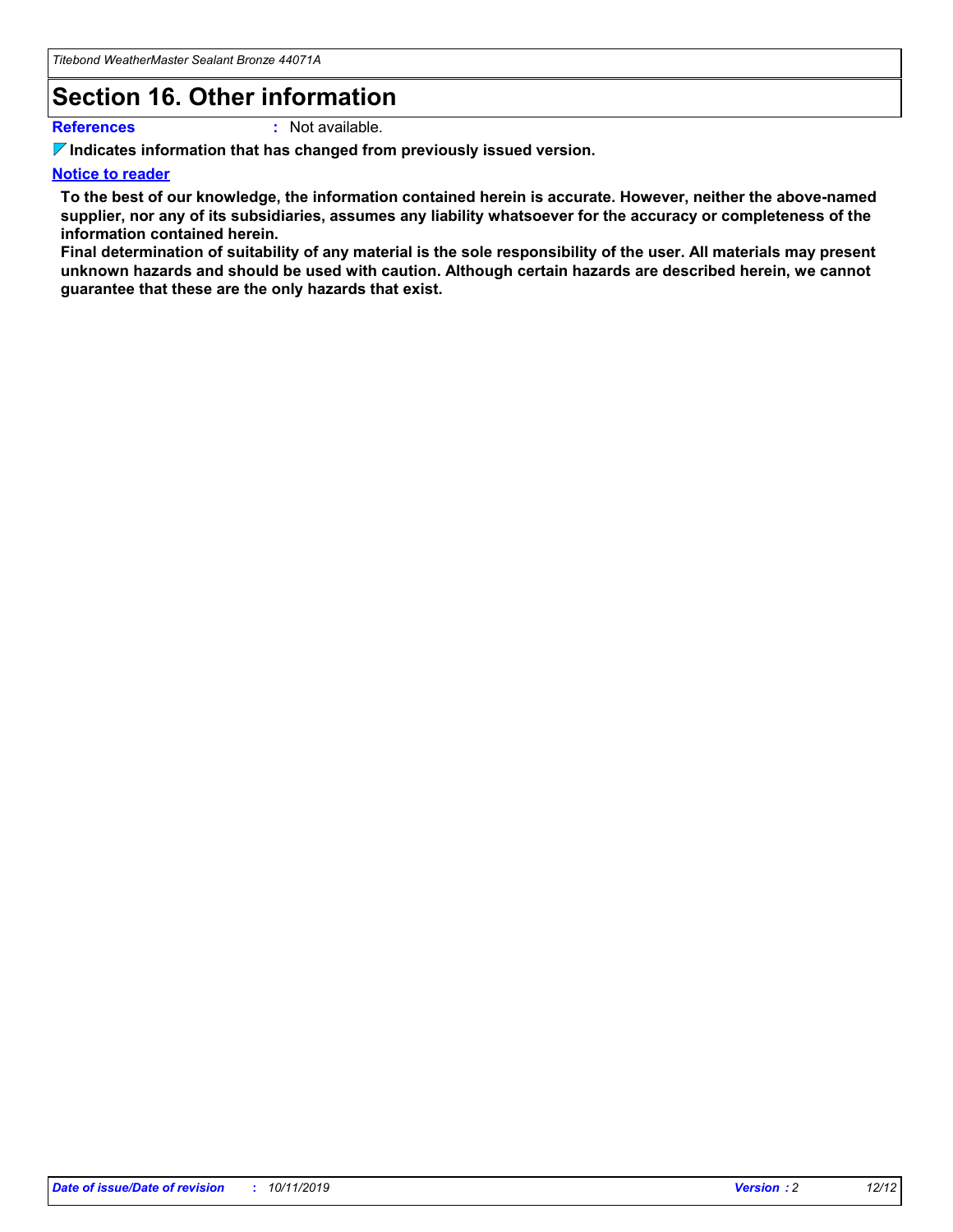# Section 16. Other information

**References** : Not available.

**Indicates information that has changed from previously issued version.**

**Notice to reader**

**To the best of our knowledge, the information contained herein is accurate. However, neither the above-named supplier, nor any of its subsidiaries, assumes any liability whatsoever for the accuracy or completeness of the information contained herein.**
**Final determination of suitability of any material is the sole responsibility of the user. All materials may present unknown hazards and should be used with caution. Although certain hazards are described herein, we cannot guarantee that these are the only hazards that exist.**